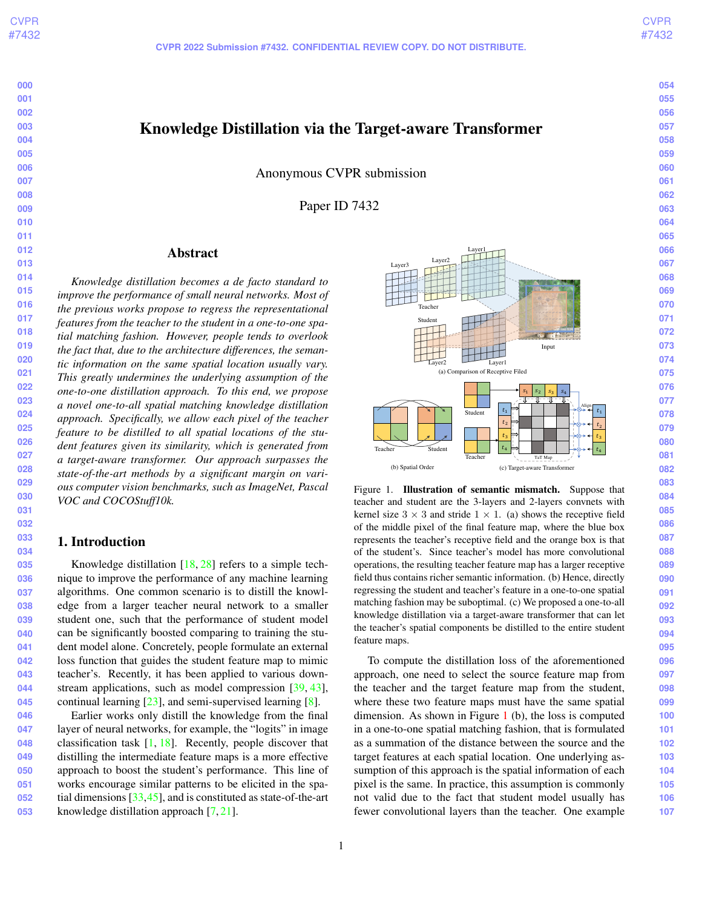# Knowledge Distillation via the Target-aware Transformer

Anonymous CVPR submission

Paper ID 7432

## Abstract

*Knowledge distillation becomes a de facto standard to improve the performance of small neural networks. Most of the previous works propose to regress the representational features from the teacher to the student in a one-to-one spatial matching fashion. However, people tends to overlook the fact that, due to the architecture differences, the semantic information on the same spatial location usually vary. This greatly undermines the underlying assumption of the one-to-one distillation approach. To this end, we propose a novel one-to-all spatial matching knowledge distillation approach. Specifically, we allow each pixel of the teacher feature to be distilled to all spatial locations of the student features given its similarity, which is generated from a target-aware transformer. Our approach surpasses the state-of-the-art methods by a significant margin on various computer vision benchmarks, such as ImageNet, Pascal VOC and COCOStuff10k.*

## 1. Introduction

Knowledge distillation [18, 28] refers to a simple technique to improve the performance of any machine learning algorithms. One common scenario is to distill the knowledge from a larger teacher neural network to a smaller student one, such that the performance of student model can be significantly boosted comparing to training the student model alone. Concretely, people formulate an external loss function that guides the student feature map to mimic teacher's. Recently, it has been applied to various downstream applications, such as model compression [39, 43], continual learning [23], and semi-supervised learning [8].

Earlier works only distill the knowledge from the final layer of neural networks, for example, the "logits" in image classification task [1, 18]. Recently, people discover that distilling the intermediate feature maps is a more effective approach to boost the student's performance. This line of works encourage similar patterns to be elicited in the spatial dimensions [33, 45], and is constituted as state-of-the-art knowledge distillation approach [7, 21].

Figure 1. **Illustration of semantic mismatch.** Suppose that teacher and student are the 3-layers and 2-layers convnets with kernel size $3 \times 3$ and stride $1 \times 1$. (a) shows the receptive field of the middle pixel of the final feature map, where the blue box represents the teacher's receptive field and the orange box is that of the student's. Since teacher's model has more convolutional operations, the resulting teacher feature map has a larger receptive field thus contains richer semantic information. (b) Hence, directly regressing the student and teacher's feature in a one-to-one spatial matching fashion may be suboptimal. (c) We proposed a one-to-all knowledge distillation via a target-aware transformer that can let the teacher's spatial components be distilled to the entire student feature maps.

To compute the distillation loss of the aforementioned approach, one need to select the source feature map from the teacher and the target feature map from the student, where these two feature maps must have the same spatial dimension. As shown in Figure 1 (b), the loss is computed in a one-to-one spatial matching fashion, that is formulated as a summation of the distance between the source and the target features at each spatial location. One underlying assumption of this approach is the spatial information of each pixel is the same. In practice, this assumption is commonly not valid due to the fact that student model usually has fewer convolutional layers than the teacher. One example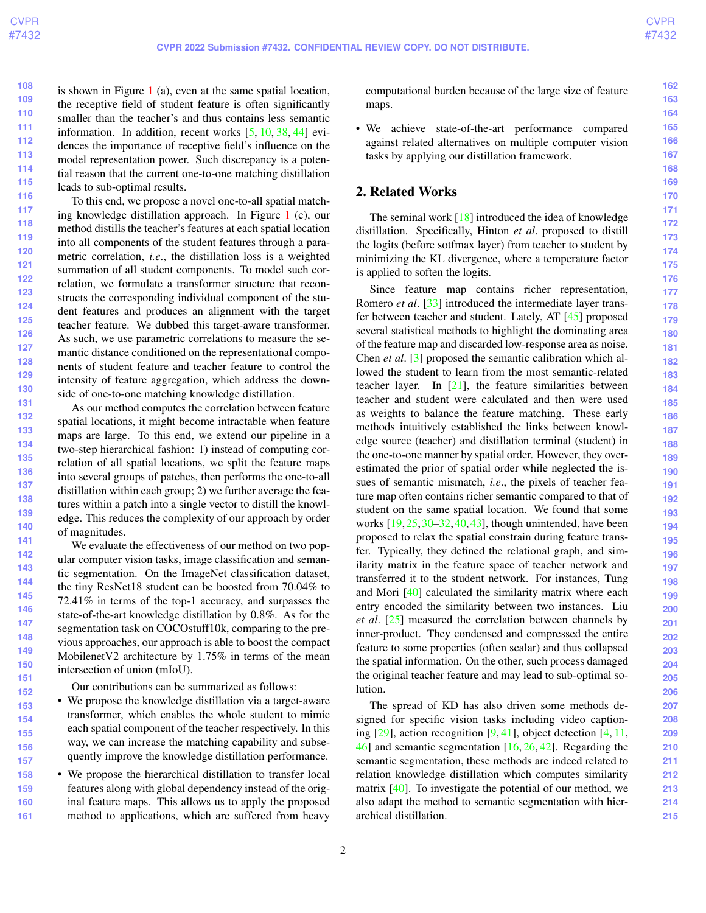is shown in Figure 1 (a), even at the same spatial location, the receptive field of student feature is often significantly smaller than the teacher's and thus contains less semantic information. In addition, recent works [5, 10, 38, 44] evidences the importance of receptive field's influence on the model representation power. Such discrepancy is a potential reason that the current one-to-one matching distillation leads to sub-optimal results.

To this end, we propose a novel one-to-all spatial matching knowledge distillation approach. In Figure 1 (c), our method distills the teacher's features at each spatial location into all components of the student features through a parametric correlation, *i.e*., the distillation loss is a weighted summation of all student components. To model such correlation, we formulate a transformer structure that reconstructs the corresponding individual component of the student features and produces an alignment with the target teacher feature. We dubbed this target-aware transformer. As such, we use parametric correlations to measure the semantic distance conditioned on the representational components of student feature and teacher feature to control the intensity of feature aggregation, which address the downside of one-to-one matching knowledge distillation.

As our method computes the correlation between feature spatial locations, it might become intractable when feature maps are large. To this end, we extend our pipeline in a two-step hierarchical fashion: 1) instead of computing correlation of all spatial locations, we split the feature maps into several groups of patches, then performs the one-to-all distillation within each group; 2) we further average the features within a patch into a single vector to distill the knowledge. This reduces the complexity of our approach by order of magnitudes.

We evaluate the effectiveness of our method on two popular computer vision tasks, image classification and semantic segmentation. On the ImageNet classification dataset, the tiny ResNet18 student can be boosted from 70.04% to 72.41% in terms of the top-1 accuracy, and surpasses the state-of-the-art knowledge distillation by 0.8%. As for the segmentation task on COCOstuff10k, comparing to the previous approaches, our approach is able to boost the compact MobilenetV2 architecture by 1.75% in terms of the mean intersection of union (mIoU).

Our contributions can be summarized as follows:

- We propose the knowledge distillation via a target-aware transformer, which enables the whole student to mimic each spatial component of the teacher respectively. In this way, we can increase the matching capability and subsequently improve the knowledge distillation performance.
- We propose the hierarchical distillation to transfer local features along with global dependency instead of the original feature maps. This allows us to apply the proposed method to applications, which are suffered from heavy computational burden because of the large size of feature maps.
- We achieve state-of-the-art performance compared against related alternatives on multiple computer vision tasks by applying our distillation framework.

## 2. Related Works

The seminal work [18] introduced the idea of knowledge distillation. Specifically, Hinton *et al*. proposed to distill the logits (before sotfmax layer) from teacher to student by minimizing the KL divergence, where a temperature factor is applied to soften the logits.

Since feature map contains richer representation, Romero *et al*. [33] introduced the intermediate layer transfer between teacher and student. Lately, AT [45] proposed several statistical methods to highlight the dominating area of the feature map and discarded low-response area as noise. Chen *et al*. [3] proposed the semantic calibration which allowed the student to learn from the most semantic-related teacher layer. In [21], the feature similarities between teacher and student were calculated and then were used as weights to balance the feature matching. These early methods intuitively established the links between knowledge source (teacher) and distillation terminal (student) in the one-to-one manner by spatial order. However, they overestimated the prior of spatial order while neglected the issues of semantic mismatch, *i.e*., the pixels of teacher feature map often contains richer semantic compared to that of student on the same spatial location. We found that some works [19, 25, 30–32, 40, 43], though unintended, have been proposed to relax the spatial constrain during feature transfer. Typically, they defined the relational graph, and similarity matrix in the feature space of teacher network and transferred it to the student network. For instances, Tung and Mori [40] calculated the similarity matrix where each entry encoded the similarity between two instances. Liu *et al*. [25] measured the correlation between channels by inner-product. They condensed and compressed the entire feature to some properties (often scalar) and thus collapsed the spatial information. On the other, such process damaged the original teacher feature and may lead to sub-optimal solution.

The spread of KD has also driven some methods designed for specific vision tasks including video captioning [29], action recognition [9, 41], object detection [4, 11, 46] and semantic segmentation [16, 26, 42]. Regarding the semantic segmentation, these methods are indeed related to relation knowledge distillation which computes similarity matrix [40]. To investigate the potential of our method, we also adapt the method to semantic segmentation with hierarchical distillation.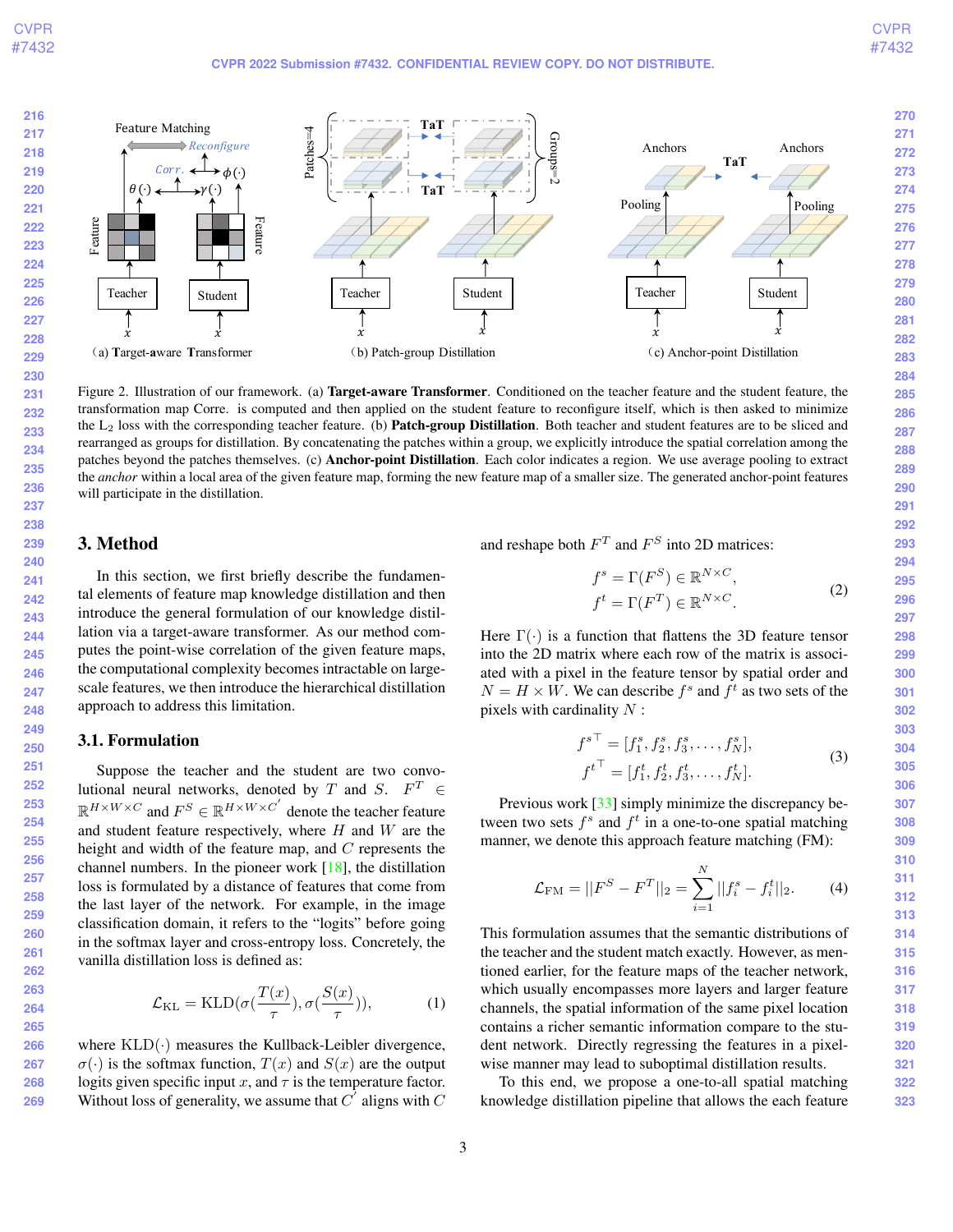Figure 2. Illustration of our framework. (a) **Target-aware Transformer**. Conditioned on the teacher feature and the student feature, the transformation map Corre. is computed and then applied on the student feature to reconfigure itself, which is then asked to minimize the $L_2$ loss with the corresponding teacher feature. (b) **Patch-group Distillation**. Both teacher and student features are to be sliced and rearranged as groups for distillation. By concatenating the patches within a group, we explicitly introduce the spatial correlation among the patches beyond the patches themselves. (c) **Anchor-point Distillation**. Each color indicates a region. We use average pooling to extract the *anchor* within a local area of the given feature map, forming the new feature map of a smaller size. The generated anchor-point features will participate in the distillation.

## 3. Method

In this section, we first briefly describe the fundamental elements of feature map knowledge distillation and then introduce the general formulation of our knowledge distillation via a target-aware transformer. As our method computes the point-wise correlation of the given feature maps, the computational complexity becomes intractable on large-scale features, we then introduce the hierarchical distillation approach to address this limitation.

### 3.1. Formulation

Suppose the teacher and the student are two convolutional neural networks, denoted by $T$ and $S$. $F^T \in \mathbb{R}^{H\times W\times C}$ and $F^S \in \mathbb{R}^{H\times W\times C'}$ denote the teacher feature and student feature respectively, where $H$ and $W$ are the height and width of the feature map, and $C$ represents the channel numbers. In the pioneer work [18], the distillation loss is formulated by a distance of features that come from the last layer of the network. For example, in the image classification domain, it refers to the "logits" before going in the softmax layer and cross-entropy loss. Concretely, the vanilla distillation loss is defined as:

$$\mathcal{L}_{\text{KL}} = \text{KLD}(\sigma(\frac{T(x)}{\tau}), \sigma(\frac{S(x)}{\tau})), \tag{1}$$

where $\text{KLD}(\cdot)$ measures the Kullback-Leibler divergence, $\sigma(\cdot)$ is the softmax function, $T(x)$ and $S(x)$ are the output logits given specific input $x$, and $\tau$ is the temperature factor. Without loss of generality, we assume that $C'$ aligns with $C$ and reshape both $F^T$ and $F^S$ into 2D matrices:

$$\begin{aligned} f^s &= \Gamma(F^S) \in \mathbb{R}^{N\times C}, \\ f^t &= \Gamma(F^T) \in \mathbb{R}^{N\times C}. \end{aligned} \tag{2}$$

Here $\Gamma(\cdot)$ is a function that flattens the 3D feature tensor into the 2D matrix where each row of the matrix is associated with a pixel in the feature tensor by spatial order and $N = H \times W$. We can describe $f^s$ and $f^t$ as two sets of the pixels with cardinality $N$ :

$$\begin{aligned} {f^s}^\top &= [f^s_1, f^s_2, f^s_3, \dots, f^s_N], \\ {f^t}^\top &= [f^t_1, f^t_2, f^t_3, \dots, f^t_N]. \end{aligned} \tag{3}$$

Previous work [33] simply minimize the discrepancy between two sets $f^s$ and $f^t$ in a one-to-one spatial matching manner, we denote this approach feature matching (FM):

$$\mathcal{L}_{\text{FM}} = ||F^S - F^T||_2 = \sum_{i=1}^{N} ||f^s_i - f^t_i||_2. \tag{4}$$

This formulation assumes that the semantic distributions of the teacher and the student match exactly. However, as mentioned earlier, for the feature maps of the teacher network, which usually encompasses more layers and larger feature channels, the spatial information of the same pixel location contains a richer semantic information compare to the student network. Directly regressing the features in a pixel-wise manner may lead to suboptimal distillation results.

To this end, we propose a one-to-all spatial matching knowledge distillation pipeline that allows the each feature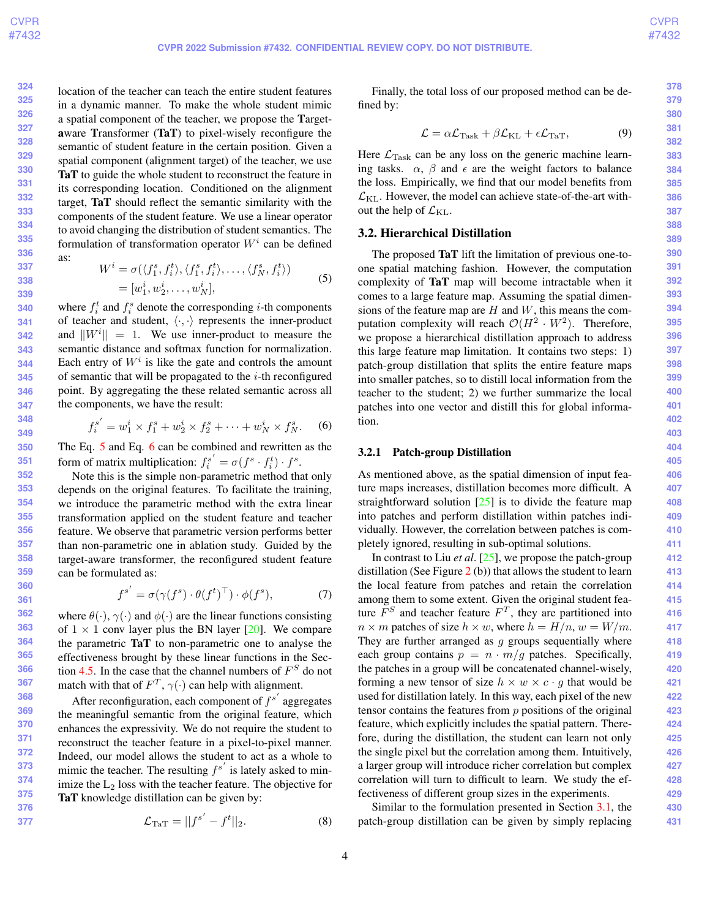location of the teacher can teach the entire student features in a dynamic manner. To make the whole student mimic a spatial component of the teacher, we propose the **T**arget-**a**ware **T**ransformer (**TaT**) to pixel-wisely reconfigure the semantic of student feature in the certain position. Given a spatial component (alignment target) of the teacher, we use **TaT** to guide the whole student to reconstruct the feature in its corresponding location. Conditioned on the alignment target, **TaT** should reflect the semantic similarity with the components of the student feature. We use a linear operator to avoid changing the distribution of student semantics. The formulation of transformation operator $W^i$ can be defined as:

$$
\begin{aligned}
W^i &= \sigma(\langle f_1^s, f_i^t \rangle, \langle f_1^s, f_i^t \rangle, \dots, \langle f_N^s, f_i^t \rangle) \\
&= [w_1^i, w_2^i, \dots, w_N^i],
\end{aligned} \tag{5}
$$

where $f_i^t$ and $f_i^s$ denote the corresponding $i$-th components of teacher and student, $\langle \cdot, \cdot \rangle$ represents the inner-product and $\|W^i\| = 1$. We use inner-product to measure the semantic distance and softmax function for normalization. Each entry of $W^i$ is like the gate and controls the amount of semantic that will be propagated to the $i$-th reconfigured point. By aggregating the these related semantic across all the components, we have the result:

$$
f_i^{s'} = w_1^i \times f_1^s + w_2^i \times f_2^s + \dots + w_N^i \times f_N^s. \tag{6}
$$

The Eq. 5 and Eq. 6 can be combined and rewritten as the form of matrix multiplication: $f_i^{s'} = \sigma(f^s \cdot f_i^t) \cdot f^s$.

Note this is the simple non-parametric method that only depends on the original features. To facilitate the training, we introduce the parametric method with the extra linear transformation applied on the student feature and teacher feature. We observe that parametric version performs better than non-parametric one in ablation study. Guided by the target-aware transformer, the reconfigured student feature can be formulated as:

$$
f^{s'} = \sigma(\gamma(f^s) \cdot \theta(f^t)^\top) \cdot \phi(f^s), \tag{7}
$$

where $\theta(\cdot)$, $\gamma(\cdot)$ and $\phi(\cdot)$ are the linear functions consisting of $1 \times 1$ conv layer plus the BN layer [20]. We compare the parametric **TaT** to non-parametric one to analyse the effectiveness brought by these linear functions in the Section 4.5. In the case that the channel numbers of $F^S$ do not match with that of $F^T$, $\gamma(\cdot)$ can help with alignment.

After reconfiguration, each component of $f^{s'}$ aggregates the meaningful semantic from the original feature, which enhances the expressivity. We do not require the student to reconstruct the teacher feature in a pixel-to-pixel manner. Indeed, our model allows the student to act as a whole to mimic the teacher. The resulting $f^{s'}$ is lately asked to minimize the $L_2$ loss with the teacher feature. The objective for **TaT** knowledge distillation can be given by:

$$
\mathcal{L}_{\text{TaT}} = ||f^{s'} - f^t||_2. \tag{8}
$$

Finally, the total loss of our proposed method can be defined by:

$$
\mathcal{L} = \alpha \mathcal{L}_{\text{Task}} + \beta \mathcal{L}_{\text{KL}} + \epsilon \mathcal{L}_{\text{TaT}}, \tag{9}
$$

Here $\mathcal{L}_{\text{Task}}$ can be any loss on the generic machine learning tasks. $\alpha$, $\beta$ and $\epsilon$ are the weight factors to balance the loss. Empirically, we find that our model benefits from $\mathcal{L}_{\text{KL}}$. However, the model can achieve state-of-the-art without the help of $\mathcal{L}_{\text{KL}}$.

## 3.2. Hierarchical Distillation

The proposed **TaT** lift the limitation of previous one-to-one spatial matching fashion. However, the computation complexity of **TaT** map will become intractable when it comes to a large feature map. Assuming the spatial dimensions of the feature map are $H$ and $W$, this means the computation complexity will reach $\mathcal{O}(H^2 \cdot W^2)$. Therefore, we propose a hierarchical distillation approach to address this large feature map limitation. It contains two steps: 1) patch-group distillation that splits the entire feature maps into smaller patches, so to distill local information from the teacher to the student; 2) we further summarize the local patches into one vector and distill this for global information.

### 3.2.1 Patch-group Distillation

As mentioned above, as the spatial dimension of input feature maps increases, distillation becomes more difficult. A straightforward solution [25] is to divide the feature map into patches and perform distillation within patches individually. However, the correlation between patches is completely ignored, resulting in sub-optimal solutions.

In contrast to Liu *et al.* [25], we propose the patch-group distillation (See Figure 2 (b)) that allows the student to learn the local feature from patches and retain the correlation among them to some extent. Given the original student feature $F^S$ and teacher feature $F^T$, they are partitioned into $n \times m$ patches of size $h \times w$, where $h = H/n$, $w = W/m$. They are further arranged as $g$ groups sequentially where each group contains $p = n \cdot m/g$ patches. Specifically, the patches in a group will be concatenated channel-wisely, forming a new tensor of size $h \times w \times c \cdot g$ that would be used for distillation lately. In this way, each pixel of the new tensor contains the features from $p$ positions of the original feature, which explicitly includes the spatial pattern. Therefore, during the distillation, the student can learn not only the single pixel but the correlation among them. Intuitively, a larger group will introduce richer correlation but complex correlation will turn to difficult to learn. We study the effectiveness of different group sizes in the experiments.

Similar to the formulation presented in Section 3.1, the patch-group distillation can be given by simply replacing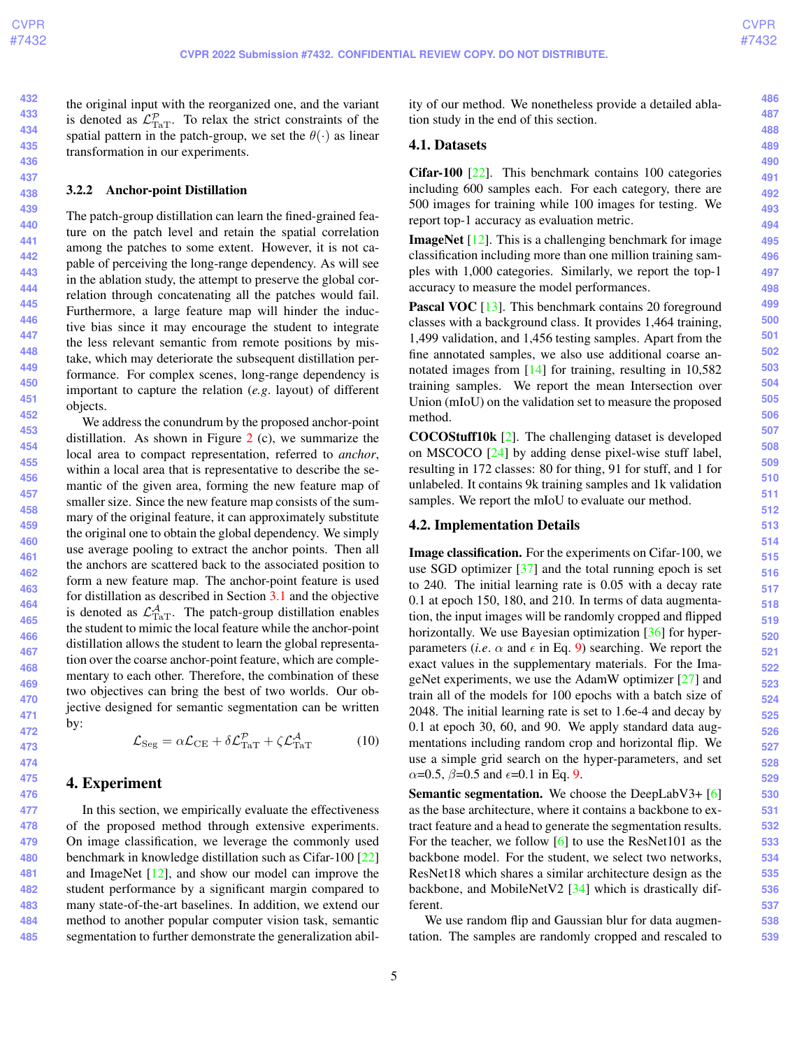the original input with the reorganized one, and the variant is denoted as $\mathcal{L}_{\rm TaT}^{\mathcal{P}}$. To relax the strict constraints of the spatial pattern in the patch-group, we set the $\theta(\cdot)$ as linear transformation in our experiments.

#### 3.2.2 Anchor-point Distillation

The patch-group distillation can learn the fined-grained feature on the patch level and retain the spatial correlation among the patches to some extent. However, it is not capable of perceiving the long-range dependency. As will see in the ablation study, the attempt to preserve the global correlation through concatenating all the patches would fail. Furthermore, a large feature map will hinder the inductive bias since it may encourage the student to integrate the less relevant semantic from remote positions by mistake, which may deteriorate the subsequent distillation performance. For complex scenes, long-range dependency is important to capture the relation (*e.g.* layout) of different objects.

We address the conundrum by the proposed anchor-point distillation. As shown in Figure 2 (c), we summarize the local area to compact representation, referred to *anchor*, within a local area that is representative to describe the semantic of the given area, forming the new feature map of smaller size. Since the new feature map consists of the summary of the original feature, it can approximately substitute the original one to obtain the global dependency. We simply use average pooling to extract the anchor points. Then all the anchors are scattered back to the associated position to form a new feature map. The anchor-point feature is used for distillation as described in Section 3.1 and the objective is denoted as $\mathcal{L}_{\rm TaT}^{\mathcal{A}}$. The patch-group distillation enables the student to mimic the local feature while the anchor-point distillation allows the student to learn the global representation over the coarse anchor-point feature, which are complementary to each other. Therefore, the combination of these two objectives can bring the best of two worlds. Our objective designed for semantic segmentation can be written by:

$$\mathcal{L}_{\rm Seg} = \alpha \mathcal{L}_{\rm CE} + \delta \mathcal{L}_{\rm TaT}^{\mathcal{P}} + \zeta \mathcal{L}_{\rm TaT}^{\mathcal{A}} \tag{10}$$

## 4. Experiment

In this section, we empirically evaluate the effectiveness of the proposed method through extensive experiments. On image classification, we leverage the commonly used benchmark in knowledge distillation such as Cifar-100 [22] and ImageNet [12], and show our model can improve the student performance by a significant margin compared to many state-of-the-art baselines. In addition, we extend our method to another popular computer vision task, semantic segmentation to further demonstrate the generalization ability of our method. We nonetheless provide a detailed ablation study in the end of this section.

### 4.1. Datasets

**Cifar-100** [22]. This benchmark contains 100 categories including 600 samples each. For each category, there are 500 images for training while 100 images for testing. We report top-1 accuracy as evaluation metric.

**ImageNet** [12]. This is a challenging benchmark for image classification including more than one million training samples with 1,000 categories. Similarly, we report the top-1 accuracy to measure the model performances.

**Pascal VOC** [13]. This benchmark contains 20 foreground classes with a background class. It provides 1,464 training, 1,499 validation, and 1,456 testing samples. Apart from the fine annotated samples, we also use additional coarse annotated images from [14] for training, resulting in 10,582 training samples. We report the mean Intersection over Union (mIoU) on the validation set to measure the proposed method.

**COCOStuff10k** [2]. The challenging dataset is developed on MSCOCO [24] by adding dense pixel-wise stuff label, resulting in 172 classes: 80 for thing, 91 for stuff, and 1 for unlabeled. It contains 9k training samples and 1k validation samples. We report the mIoU to evaluate our method.

### 4.2. Implementation Details

**Image classification.** For the experiments on Cifar-100, we use SGD optimizer [37] and the total running epoch is set to 240. The initial learning rate is 0.05 with a decay rate 0.1 at epoch 150, 180, and 210. In terms of data augmentation, the input images will be randomly cropped and flipped horizontally. We use Bayesian optimization [36] for hyper-parameters (*i.e.* $\alpha$ and $\epsilon$ in Eq. 9) searching. We report the exact values in the supplementary materials. For the ImageNet experiments, we use the AdamW optimizer [27] and train all of the models for 100 epochs with a batch size of 2048. The initial learning rate is set to 1.6e-4 and decay by 0.1 at epoch 30, 60, and 90. We apply standard data augmentations including random crop and horizontal flip. We use a simple grid search on the hyper-parameters, and set $\alpha$=0.5, $\beta$=0.5 and $\epsilon$=0.1 in Eq. 9.

**Semantic segmentation.** We choose the DeepLabV3+ [6] as the base architecture, where it contains a backbone to extract feature and a head to generate the segmentation results. For the teacher, we follow [6] to use the ResNet101 as the backbone model. For the student, we select two networks, ResNet18 which shares a similar architecture design as the backbone, and MobileNetV2 [34] which is drastically different.

We use random flip and Gaussian blur for data augmentation. The samples are randomly cropped and rescaled to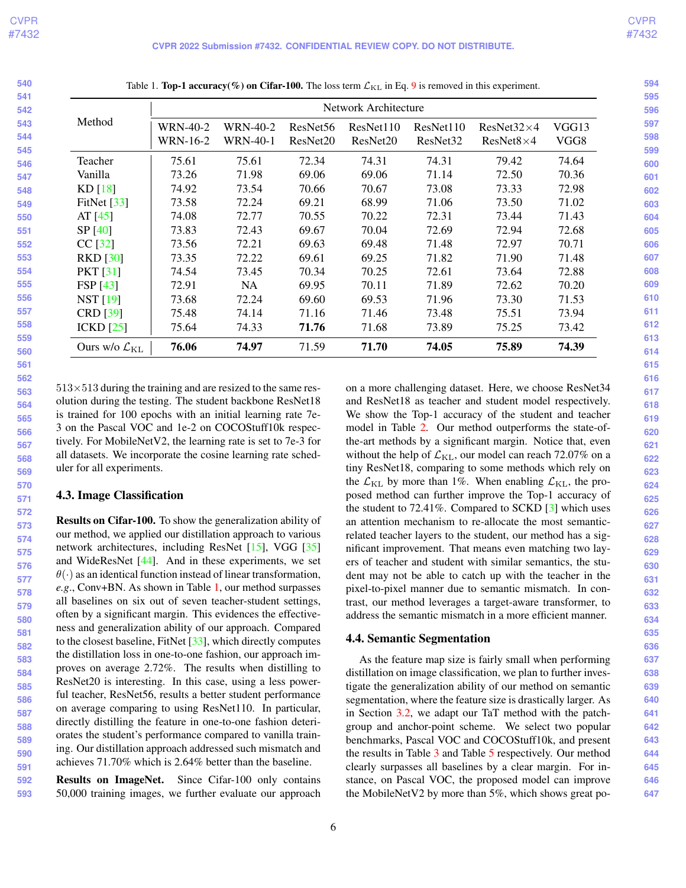Table 1. **Top-1 accuracy(%) on Cifar-100.** The loss term $\mathcal{L}_{\text{KL}}$ in Eq. 9 is removed in this experiment.

| Method | Network Architecture | | | | | | |
|---|---|---|---|---|---|---|---|
| | WRN-40-2<br>WRN-16-2 | WRN-40-2<br>WRN-40-1 | ResNet56<br>ResNet20 | ResNet110<br>ResNet20 | ResNet110<br>ResNet32 | ResNet32×4<br>ResNet8×4 | VGG13<br>VGG8 |
| Teacher | 75.61 | 75.61 | 72.34 | 74.31 | 74.31 | 79.42 | 74.64 |
| Vanilla | 73.26 | 71.98 | 69.06 | 69.06 | 71.14 | 72.50 | 70.36 |
| KD [18] | 74.92 | 73.54 | 70.66 | 70.67 | 73.08 | 73.33 | 72.98 |
| FitNet [33] | 73.58 | 72.24 | 69.21 | 68.99 | 71.06 | 73.50 | 71.02 |
| AT [45] | 74.08 | 72.77 | 70.55 | 70.22 | 72.31 | 73.44 | 71.43 |
| SP [40] | 73.83 | 72.43 | 69.67 | 70.04 | 72.69 | 72.94 | 72.68 |
| CC [32] | 73.56 | 72.21 | 69.63 | 69.48 | 71.48 | 72.97 | 70.71 |
| RKD [30] | 73.35 | 72.22 | 69.61 | 69.25 | 71.82 | 71.90 | 71.48 |
| PKT [31] | 74.54 | 73.45 | 70.34 | 70.25 | 72.61 | 73.64 | 72.88 |
| FSP [43] | 72.91 | NA | 69.95 | 70.11 | 71.89 | 72.62 | 70.20 |
| NST [19] | 73.68 | 72.24 | 69.60 | 69.53 | 71.96 | 73.30 | 71.53 |
| CRD [39] | 75.48 | 74.14 | 71.16 | 71.46 | 73.48 | 75.51 | 73.94 |
| ICKD [25] | 75.64 | 74.33 | **71.76** | 71.68 | 73.89 | 75.25 | 73.42 |
| Ours w/o $\mathcal{L}_{\text{KL}}$ | **76.06** | **74.97** | 71.59 | **71.70** | **74.05** | **75.89** | **74.39** |

513×513 during the training and are resized to the same resolution during the testing. The student backbone ResNet18 is trained for 100 epochs with an initial learning rate 7e-3 on the Pascal VOC and 1e-2 on COCOStuff10k respectively. For MobileNetV2, the learning rate is set to 7e-3 for all datasets. We incorporate the cosine learning rate scheduler for all experiments.

### 4.3. Image Classification

**Results on Cifar-100.** To show the generalization ability of our method, we applied our distillation approach to various network architectures, including ResNet [15], VGG [35] and WideResNet [44]. And in these experiments, we set $\theta(\cdot)$ as an identical function instead of linear transformation, *e.g.*, Conv+BN. As shown in Table 1, our method surpasses all baselines on six out of seven teacher-student settings, often by a significant margin. This evidences the effectiveness and generalization ability of our approach. Compared to the closest baseline, FitNet [33], which directly computes the distillation loss in one-to-one fashion, our approach improves on average 2.72%. The results when distilling to ResNet20 is interesting. In this case, using a less powerful teacher, ResNet56, results a better student performance on average comparing to using ResNet110. In particular, directly distilling the feature in one-to-one fashion deteriorates the student's performance compared to vanilla training. Our distillation approach addressed such mismatch and achieves 71.70% which is 2.64% better than the baseline.

**Results on ImageNet.** Since Cifar-100 only contains 50,000 training images, we further evaluate our approach on a more challenging dataset. Here, we choose ResNet34 and ResNet18 as teacher and student model respectively. We show the Top-1 accuracy of the student and teacher model in Table 2. Our method outperforms the state-of-the-art methods by a significant margin. Notice that, even without the help of $\mathcal{L}_{\text{KL}}$, our model can reach 72.07% on a tiny ResNet18, comparing to some methods which rely on the $\mathcal{L}_{\text{KL}}$ by more than 1%. When enabling $\mathcal{L}_{\text{KL}}$, the proposed method can further improve the Top-1 accuracy of the student to 72.41%. Compared to SCKD [3] which uses an attention mechanism to re-allocate the most semantic-related teacher layers to the student, our method has a significant improvement. That means even matching two layers of teacher and student with similar semantics, the student may not be able to catch up with the teacher in the pixel-to-pixel manner due to semantic mismatch. In contrast, our method leverages a target-aware transformer, to address the semantic mismatch in a more efficient manner.

### 4.4. Semantic Segmentation

As the feature map size is fairly small when performing distillation on image classification, we plan to further investigate the generalization ability of our method on semantic segmentation, where the feature size is drastically larger. As in Section 3.2, we adapt our TaT method with the patch-group and anchor-point scheme. We select two popular benchmarks, Pascal VOC and COCOStuff10k, and present the results in Table 3 and Table 5 respectively. Our method clearly surpasses all baselines by a clear margin. For instance, on Pascal VOC, the proposed model can improve the MobileNetV2 by more than 5%, which shows great po-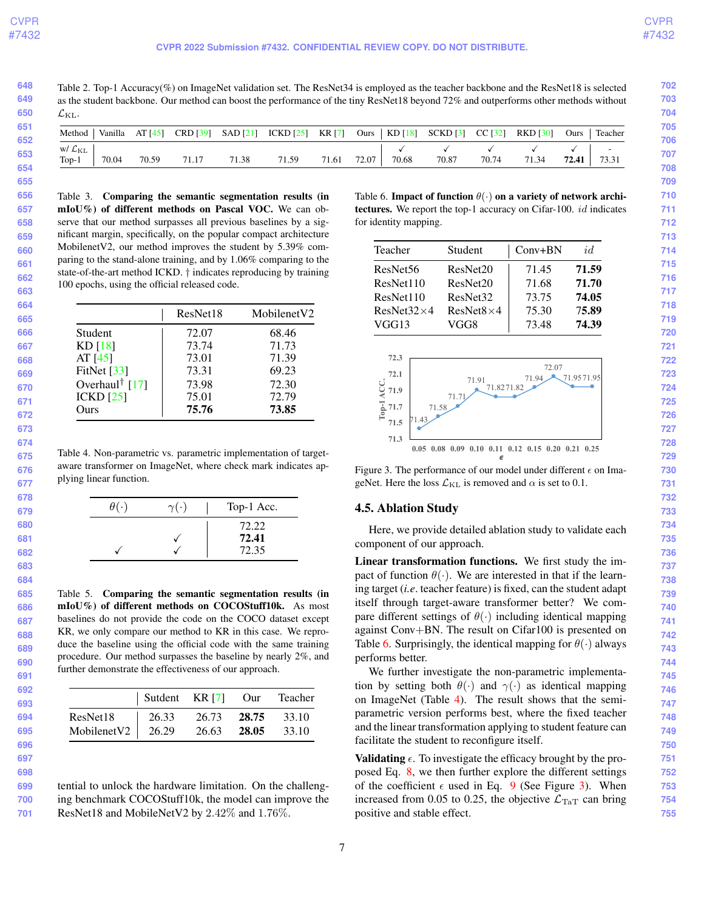Table 2. Top-1 Accuracy(%) on ImageNet validation set. The ResNet34 is employed as the teacher backbone and the ResNet18 is selected as the student backbone. Our method can boost the performance of the tiny ResNet18 beyond 72% and outperforms other methods without $\mathcal{L}_{\text{KL}}$.

| Method | Vanilla | AT [45] | CRD [39] | SAD [21] | ICKD [25] | KR [7] | Ours | KD [18] | SCKD [3] | CC [32] | RKD [30] | Ours | Teacher |
|---|---|---|---|---|---|---|---|---|---|---|---|---|---|
| w/ $\mathcal{L}_{\text{KL}}$ | | | | | | | | ✓ | ✓ | ✓ | ✓ | ✓ | - |
| Top-1 | 70.04 | 70.59 | 71.17 | 71.38 | 71.59 | 71.61 | 72.07 | 70.68 | 70.87 | 70.74 | 71.34 | **72.41** | 73.31 |

Table 3. **Comparing the semantic segmentation results (in mIoU%) of different methods on Pascal VOC.** We can observe that our method surpasses all previous baselines by a significant margin, specifically, on the popular compact architecture MobilenetV2, our method improves the student by 5.39% comparing to the stand-alone training, and by 1.06% comparing to the state-of-the-art method ICKD. † indicates reproducing by training 100 epochs, using the official released code.

| | ResNet18 | MobilenetV2 |
|---|---|---|
| Student | 72.07 | 68.46 |
| KD [18] | 73.74 | 71.73 |
| AT [45] | 73.01 | 71.39 |
| FitNet [33] | 73.31 | 69.23 |
| Overhaul† [17] | 73.98 | 72.30 |
| ICKD [25] | 75.01 | 72.79 |
| Ours | **75.76** | **73.85** |

Table 4. Non-parametric vs. parametric implementation of target-aware transformer on ImageNet, where check mark indicates applying linear function.

| $\theta(\cdot)$ | $\gamma(\cdot)$ | Top-1 Acc. |
|---|---|---|
| | | 72.22 |
| | ✓ | **72.41** |
| ✓ | ✓ | 72.35 |

Table 5. **Comparing the semantic segmentation results (in mIoU%) of different methods on COCOStuff10k.** As most baselines do not provide the code on the COCO dataset except KR, we only compary our method to KR in this case. We reproduce the baseline using the official code with the same training procedure. Our method surpasses the baseline by nearly 2%, and further demonstrate the effectiveness of our approach.

| | Sutdent | KR [7] | Our | Teacher |
|---|---|---|---|---|
| ResNet18 | 26.33 | 26.73 | **28.75** | 33.10 |
| MobilenetV2 | 26.29 | 26.63 | **28.05** | 33.10 |

tential to unlock the hardware limitation. On the challenging benchmark COCOStuff10k, the model can improve the ResNet18 and MobileNetV2 by 2.42% and 1.76%.

Table 6. **Impact of function $\theta(\cdot)$ on a variety of network architectures.** We report the top-1 accuracy on Cifar-100. $id$ indicates for identity mapping.

| Teacher | Student | Conv+BN | $id$ |
|---|---|---|---|
| ResNet56 | ResNet20 | 71.45 | **71.59** |
| ResNet110 | ResNet20 | 71.68 | **71.70** |
| ResNet110 | ResNet32 | 73.75 | **74.05** |
| ResNet32×4 | ResNet8×4 | 75.30 | **75.89** |
| VGG13 | VGG8 | 73.48 | **74.39** |

| $\epsilon$ | 0.05 | 0.08 | 0.09 | 0.10 | 0.11 | 0.12 | 0.15 | 0.20 | 0.21 | 0.25 |
|---|---|---|---|---|---|---|---|---|---|---|
| Top-1 ACC. | 71.43 | 71.58 | 71.71 | 71.91 | 71.82 | 71.82 | 71.94 | 72.07 | 71.95 | 71.95 |

Figure 3. The performance of our model under different $\epsilon$ on ImageNet. Here the loss $\mathcal{L}_{\text{KL}}$ is removed and $\alpha$ is set to 0.1.

## 4.5. Ablation Study

Here, we provide detailed ablation study to validate each component of our approach.

**Linear transformation functions.** We first study the impact of function $\theta(\cdot)$. We are interested in that if the learning target (*i.e.* teacher feature) is fixed, can the student adapt itself through target-aware transformer better? We compare different settings of $\theta(\cdot)$ including identical mapping against Conv+BN. The result on Cifar100 is presented on Table 6. Surprisingly, the identical mapping for $\theta(\cdot)$ always performs better.

We further investigate the non-parametric implementation by setting both $\theta(\cdot)$ and $\gamma(\cdot)$ as identical mapping on ImageNet (Table 4). The result shows that the semi-parametric version performs best, where the fixed teacher and the linear transformation applying to student feature can facilitate the student to reconfigure itself.

**Validating $\epsilon$.** To investigate the efficacy brought by the proposed Eq. 8, we then further explore the different settings of the coefficient $\epsilon$ used in Eq. 9 (See Figure 3). When increased from 0.05 to 0.25, the objective $\mathcal{L}_{\text{TaT}}$ can bring positive and stable effect.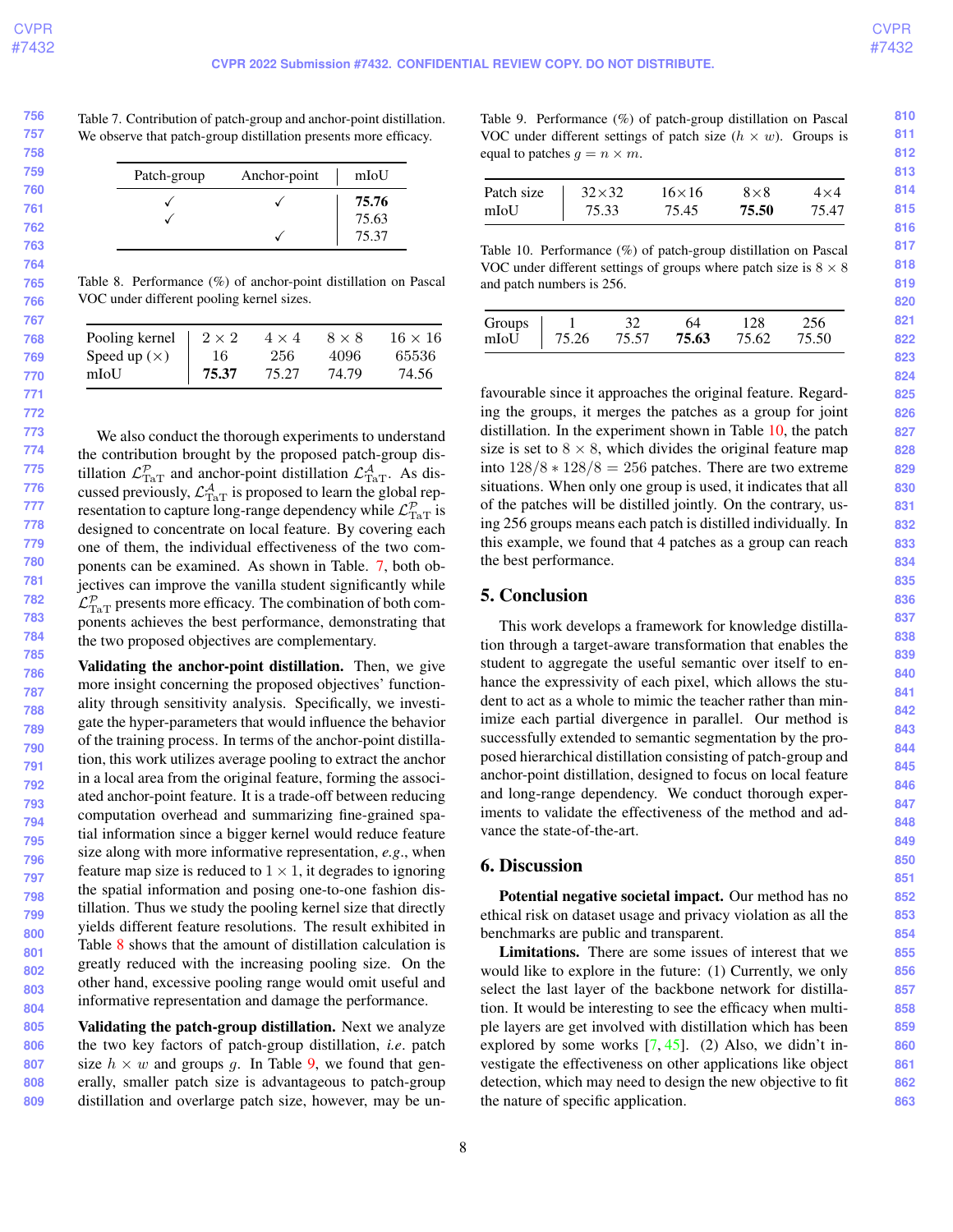Table 7. Contribution of patch-group and anchor-point distillation. We observe that patch-group distillation presents more efficacy.

| Patch-group | Anchor-point | mIoU |
|---|---|---|
| ✓ | ✓ | **75.76** |
| ✓ | | 75.63 |
| | ✓ | 75.37 |

Table 8. Performance (%) of anchor-point distillation on Pascal VOC under different pooling kernel sizes.

| Pooling kernel | $2 \times 2$ | $4 \times 4$ | $8 \times 8$ | $16 \times 16$ |
|---|---|---|---|---|
| Speed up ($\times$) | 16 | 256 | 4096 | 65536 |
| mIoU | **75.37** | 75.27 | 74.79 | 74.56 |

We also conduct the thorough experiments to understand the contribution brought by the proposed patch-group distillation $\mathcal{L}^{\mathcal{P}}_{\text{TaT}}$ and anchor-point distillation $\mathcal{L}^{\mathcal{A}}_{\text{TaT}}$. As discussed previously, $\mathcal{L}^{\mathcal{A}}_{\text{TaT}}$ is proposed to learn the global representation to capture long-range dependency while $\mathcal{L}^{\mathcal{P}}_{\text{TaT}}$ is designed to concentrate on local feature. By covering each one of them, the individual effectiveness of the two components can be examined. As shown in Table. 7, both objectives can improve the vanilla student significantly while $\mathcal{L}^{\mathcal{P}}_{\text{TaT}}$ presents more efficacy. The combination of both components achieves the best performance, demonstrating that the two proposed objectives are complementary.

**Validating the anchor-point distillation.** Then, we give more insight concerning the proposed objectives' functionality through sensitivity analysis. Specifically, we investigate the hyper-parameters that would influence the behavior of the training process. In terms of the anchor-point distillation, this work utilizes average pooling to extract the anchor in a local area from the original feature, forming the associated anchor-point feature. It is a trade-off between reducing computation overhead and summarizing fine-grained spatial information since a bigger kernel would reduce feature size along with more informative representation, *e.g.*, when feature map size is reduced to $1 \times 1$, it degrades to ignoring the spatial information and posing one-to-one fashion distillation. Thus we study the pooling kernel size that directly yields different feature resolutions. The result exhibited in Table 8 shows that the amount of distillation calculation is greatly reduced with the increasing pooling size. On the other hand, excessive pooling range would omit useful and informative representation and damage the performance.

**Validating the patch-group distillation.** Next we analyze the two key factors of patch-group distillation, *i.e.* patch size $h \times w$ and groups $g$. In Table 9, we found that generally, smaller patch size is advantageous to patch-group distillation and overlarge patch size, however, may be unfavourable since it approaches the original feature. Regarding the groups, it merges the patches as a group for joint distillation. In the experiment shown in Table 10, the patch size is set to $8 \times 8$, which divides the original feature map into $128/8 * 128/8 = 256$ patches. There are two extreme situations. When only one group is used, it indicates that all of the patches will be distilled jointly. On the contrary, using 256 groups means each patch is distilled individually. In this example, we found that 4 patches as a group can reach the best performance.

Table 9. Performance (%) of patch-group distillation on Pascal VOC under different settings of patch size ($h \times w$). Groups is equal to patches $g = n \times m$.

| Patch size | 32×32 | 16×16 | 8×8 | 4×4 |
|---|---|---|---|---|
| mIoU | 75.33 | 75.45 | **75.50** | 75.47 |

Table 10. Performance (%) of patch-group distillation on Pascal VOC under different settings of groups where patch size is $8 \times 8$ and patch numbers is 256.

| Groups | 1 | 32 | 64 | 128 | 256 |
|---|---|---|---|---|---|
| mIoU | 75.26 | 75.57 | **75.63** | 75.62 | 75.50 |

## 5. Conclusion

This work develops a framework for knowledge distillation through a target-aware transformation that enables the student to aggregate the useful semantic over itself to enhance the expressivity of each pixel, which allows the student to act as a whole to mimic the teacher rather than minimize each partial divergence in parallel. Our method is successfully extended to semantic segmentation by the proposed hierarchical distillation consisting of patch-group and anchor-point distillation, designed to focus on local feature and long-range dependency. We conduct thorough experiments to validate the effectiveness of the method and advance the state-of-the-art.

## 6. Discussion

**Potential negative societal impact.** Our method has no ethical risk on dataset usage and privacy violation as all the benchmarks are public and transparent.

**Limitations.** There are some issues of interest that we would like to explore in the future: (1) Currently, we only select the last layer of the backbone network for distillation. It would be interesting to see the efficacy when multiple layers are get involved with distillation which has been explored by some works [7, 45]. (2) Also, we didn't investigate the effectiveness on other applications like object detection, which may need to design the new objective to fit the nature of specific application.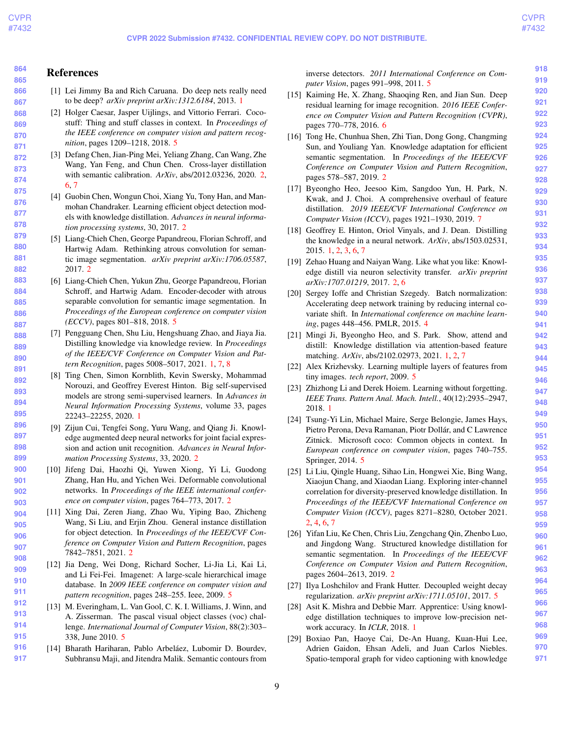## References

[1] Lei Jimmy Ba and Rich Caruana. Do deep nets really need to be deep? *arXiv preprint arXiv:1312.6184*, 2013. 1

[2] Holger Caesar, Jasper Uijlings, and Vittorio Ferrari. Coco-stuff: Thing and stuff classes in context. In *Proceedings of the IEEE conference on computer vision and pattern recognition*, pages 1209–1218, 2018. 5

[3] Defang Chen, Jian-Ping Mei, Yeliang Zhang, Can Wang, Zhe Wang, Yan Feng, and Chun Chen. Cross-layer distillation with semantic calibration. *ArXiv*, abs/2012.03236, 2020. 2, 6, 7

[4] Guobin Chen, Wongun Choi, Xiang Yu, Tony Han, and Manmohan Chandraker. Learning efficient object detection models with knowledge distillation. *Advances in neural information processing systems*, 30, 2017. 2

[5] Liang-Chieh Chen, George Papandreou, Florian Schroff, and Hartwig Adam. Rethinking atrous convolution for semantic image segmentation. *arXiv preprint arXiv:1706.05587*, 2017. 2

[6] Liang-Chieh Chen, Yukun Zhu, George Papandreou, Florian Schroff, and Hartwig Adam. Encoder-decoder with atrous separable convolution for semantic image segmentation. In *Proceedings of the European conference on computer vision (ECCV)*, pages 801–818, 2018. 5

[7] Pengguang Chen, Shu Liu, Hengshuang Zhao, and Jiaya Jia. Distilling knowledge via knowledge review. In *Proceedings of the IEEE/CVF Conference on Computer Vision and Pattern Recognition*, pages 5008–5017, 2021. 1, 7, 8

[8] Ting Chen, Simon Kornblith, Kevin Swersky, Mohammad Norouzi, and Geoffrey Everest Hinton. Big self-supervised models are strong semi-supervised learners. In *Advances in Neural Information Processing Systems*, volume 33, pages 22243–22255, 2020. 1

[9] Zijun Cui, Tengfei Song, Yuru Wang, and Qiang Ji. Knowledge augmented deep neural networks for joint facial expression and action unit recognition. *Advances in Neural Information Processing Systems*, 33, 2020. 2

[10] Jifeng Dai, Haozhi Qi, Yuwen Xiong, Yi Li, Guodong Zhang, Han Hu, and Yichen Wei. Deformable convolutional networks. In *Proceedings of the IEEE international conference on computer vision*, pages 764–773, 2017. 2

[11] Xing Dai, Zeren Jiang, Zhao Wu, Yiping Bao, Zhicheng Wang, Si Liu, and Erjin Zhou. General instance distillation for object detection. In *Proceedings of the IEEE/CVF Conference on Computer Vision and Pattern Recognition*, pages 7842–7851, 2021. 2

[12] Jia Deng, Wei Dong, Richard Socher, Li-Jia Li, Kai Li, and Li Fei-Fei. Imagenet: A large-scale hierarchical image database. In *2009 IEEE conference on computer vision and pattern recognition*, pages 248–255. Ieee, 2009. 5

[13] M. Everingham, L. Van Gool, C. K. I. Williams, J. Winn, and A. Zisserman. The pascal visual object classes (voc) challenge. *International Journal of Computer Vision*, 88(2):303–338, June 2010. 5

[14] Bharath Hariharan, Pablo Arbeláez, Lubomir D. Bourdev, Subhransu Maji, and Jitendra Malik. Semantic contours from inverse detectors. *2011 International Conference on Computer Vision*, pages 991–998, 2011. 5

[15] Kaiming He, X. Zhang, Shaoqing Ren, and Jian Sun. Deep residual learning for image recognition. *2016 IEEE Conference on Computer Vision and Pattern Recognition (CVPR)*, pages 770–778, 2016. 6

[16] Tong He, Chunhua Shen, Zhi Tian, Dong Gong, Changming Sun, and Youliang Yan. Knowledge adaptation for efficient semantic segmentation. In *Proceedings of the IEEE/CVF Conference on Computer Vision and Pattern Recognition*, pages 578–587, 2019. 2

[17] Byeongho Heo, Jeesoo Kim, Sangdoo Yun, H. Park, N. Kwak, and J. Choi. A comprehensive overhaul of feature distillation. *2019 IEEE/CVF International Conference on Computer Vision (ICCV)*, pages 1921–1930, 2019. 7

[18] Geoffrey E. Hinton, Oriol Vinyals, and J. Dean. Distilling the knowledge in a neural network. *ArXiv*, abs/1503.02531, 2015. 1, 2, 3, 6, 7

[19] Zehao Huang and Naiyan Wang. Like what you like: Knowledge distill via neuron selectivity transfer. *arXiv preprint arXiv:1707.01219*, 2017. 2, 6

[20] Sergey Ioffe and Christian Szegedy. Batch normalization: Accelerating deep network training by reducing internal covariate shift. In *International conference on machine learning*, pages 448–456. PMLR, 2015. 4

[21] Mingi Ji, Byeongho Heo, and S. Park. Show, attend and distill: Knowledge distillation via attention-based feature matching. *ArXiv*, abs/2102.02973, 2021. 1, 2, 7

[22] Alex Krizhevsky. Learning multiple layers of features from tiny images. *tech report*, 2009. 5

[23] Zhizhong Li and Derek Hoiem. Learning without forgetting. *IEEE Trans. Pattern Anal. Mach. Intell.*, 40(12):2935–2947, 2018. 1

[24] Tsung-Yi Lin, Michael Maire, Serge Belongie, James Hays, Pietro Perona, Deva Ramanan, Piotr Dollár, and C Lawrence Zitnick. Microsoft coco: Common objects in context. In *European conference on computer vision*, pages 740–755. Springer, 2014. 5

[25] Li Liu, Qingle Huang, Sihao Lin, Hongwei Xie, Bing Wang, Xiaojun Chang, and Xiaodan Liang. Exploring inter-channel correlation for diversity-preserved knowledge distillation. In *Proceedings of the IEEE/CVF International Conference on Computer Vision (ICCV)*, pages 8271–8280, October 2021. 2, 4, 6, 7

[26] Yifan Liu, Ke Chen, Chris Liu, Zengchang Qin, Zhenbo Luo, and Jingdong Wang. Structured knowledge distillation for semantic segmentation. In *Proceedings of the IEEE/CVF Conference on Computer Vision and Pattern Recognition*, pages 2604–2613, 2019. 2

[27] Ilya Loshchilov and Frank Hutter. Decoupled weight decay regularization. *arXiv preprint arXiv:1711.05101*, 2017. 5

[28] Asit K. Mishra and Debbie Marr. Apprentice: Using knowledge distillation techniques to improve low-precision network accuracy. In *ICLR*, 2018. 1

[29] Boxiao Pan, Haoye Cai, De-An Huang, Kuan-Hui Lee, Adrien Gaidon, Ehsan Adeli, and Juan Carlos Niebles. Spatio-temporal graph for video captioning with knowledge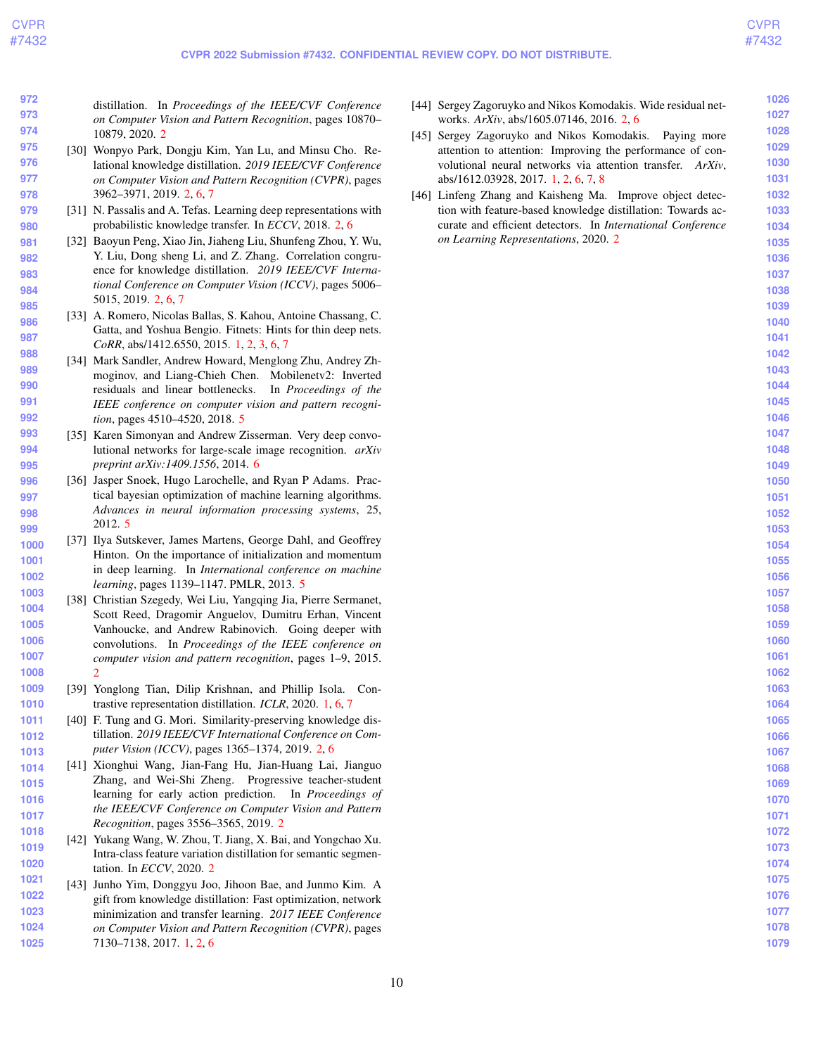distillation. In *Proceedings of the IEEE/CVF Conference on Computer Vision and Pattern Recognition*, pages 10870–10879, 2020. 2

[30] Wonpyo Park, Dongju Kim, Yan Lu, and Minsu Cho. Relational knowledge distillation. *2019 IEEE/CVF Conference on Computer Vision and Pattern Recognition (CVPR)*, pages 3962–3971, 2019. 2, 6, 7

[31] N. Passalis and A. Tefas. Learning deep representations with probabilistic knowledge transfer. In *ECCV*, 2018. 2, 6

[32] Baoyun Peng, Xiao Jin, Jiaheng Liu, Shunfeng Zhou, Y. Wu, Y. Liu, Dong sheng Li, and Z. Zhang. Correlation congruence for knowledge distillation. *2019 IEEE/CVF International Conference on Computer Vision (ICCV)*, pages 5006–5015, 2019. 2, 6, 7

[33] A. Romero, Nicolas Ballas, S. Kahou, Antoine Chassang, C. Gatta, and Yoshua Bengio. Fitnets: Hints for thin deep nets. *CoRR*, abs/1412.6550, 2015. 1, 2, 3, 6, 7

[34] Mark Sandler, Andrew Howard, Menglong Zhu, Andrey Zhmoginov, and Liang-Chieh Chen. Mobilenetv2: Inverted residuals and linear bottlenecks. In *Proceedings of the IEEE conference on computer vision and pattern recognition*, pages 4510–4520, 2018. 5

[35] Karen Simonyan and Andrew Zisserman. Very deep convolutional networks for large-scale image recognition. *arXiv preprint arXiv:1409.1556*, 2014. 6

[36] Jasper Snoek, Hugo Larochelle, and Ryan P Adams. Practical bayesian optimization of machine learning algorithms. *Advances in neural information processing systems*, 25, 2012. 5

[37] Ilya Sutskever, James Martens, George Dahl, and Geoffrey Hinton. On the importance of initialization and momentum in deep learning. In *International conference on machine learning*, pages 1139–1147. PMLR, 2013. 5

[38] Christian Szegedy, Wei Liu, Yangqing Jia, Pierre Sermanet, Scott Reed, Dragomir Anguelov, Dumitru Erhan, Vincent Vanhoucke, and Andrew Rabinovich. Going deeper with convolutions. In *Proceedings of the IEEE conference on computer vision and pattern recognition*, pages 1–9, 2015. 2

[39] Yonglong Tian, Dilip Krishnan, and Phillip Isola. Contrastive representation distillation. *ICLR*, 2020. 1, 6, 7

[40] F. Tung and G. Mori. Similarity-preserving knowledge distillation. *2019 IEEE/CVF International Conference on Computer Vision (ICCV)*, pages 1365–1374, 2019. 2, 6

[41] Xionghui Wang, Jian-Fang Hu, Jian-Huang Lai, Jianguo Zhang, and Wei-Shi Zheng. Progressive teacher-student learning for early action prediction. In *Proceedings of the IEEE/CVF Conference on Computer Vision and Pattern Recognition*, pages 3556–3565, 2019. 2

[42] Yukang Wang, W. Zhou, T. Jiang, X. Bai, and Yongchao Xu. Intra-class feature variation distillation for semantic segmentation. In *ECCV*, 2020. 2

[43] Junho Yim, Donggyu Joo, Jihoon Bae, and Junmo Kim. A gift from knowledge distillation: Fast optimization, network minimization and transfer learning. *2017 IEEE Conference on Computer Vision and Pattern Recognition (CVPR)*, pages 7130–7138, 2017. 1, 2, 6

[44] Sergey Zagoruyko and Nikos Komodakis. Wide residual networks. *ArXiv*, abs/1605.07146, 2016. 2, 6

[45] Sergey Zagoruyko and Nikos Komodakis. Paying more attention to attention: Improving the performance of convolutional neural networks via attention transfer. *ArXiv*, abs/1612.03928, 2017. 1, 2, 6, 7, 8

[46] Linfeng Zhang and Kaisheng Ma. Improve object detection with feature-based knowledge distillation: Towards accurate and efficient detectors. In *International Conference on Learning Representations*, 2020. 2